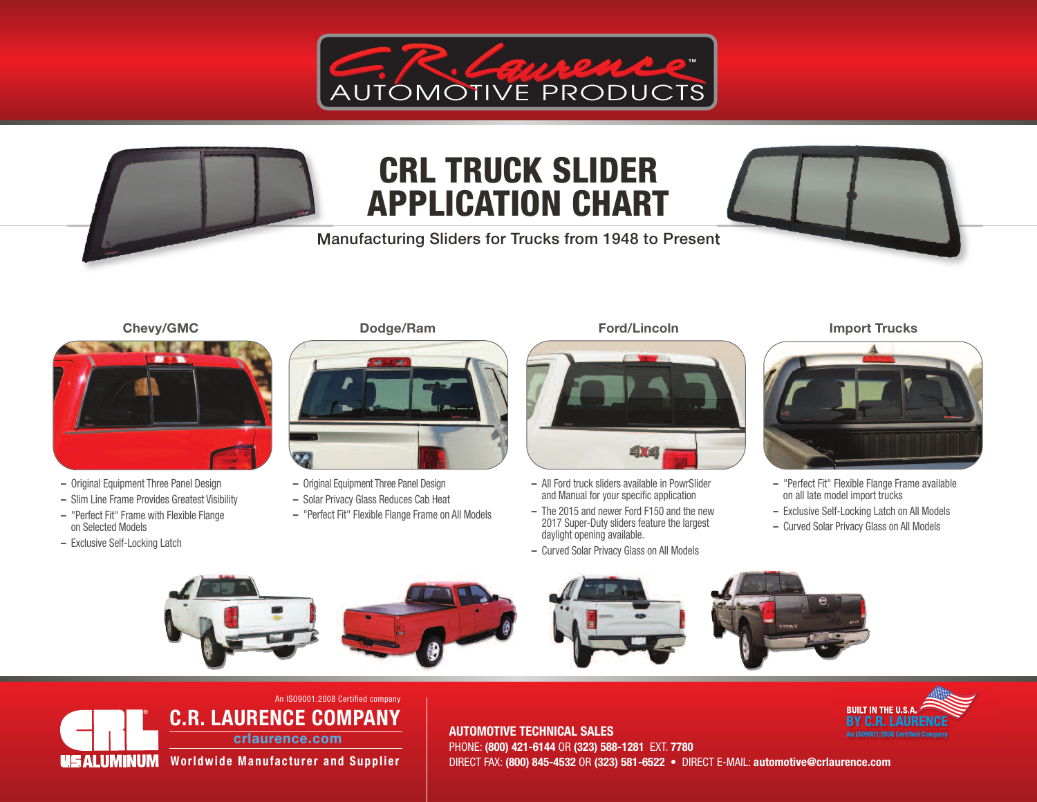C.R. Laurence™ AUTOMOTIVE PRODUCTS

# CRL TRUCK SLIDER APPLICATION CHART

Manufacturing Sliders for Trucks from 1948 to Present

### Chevy/GMC

- Original Equipment Three Panel Design
- Slim Line Frame Provides Greatest Visibility
- "Perfect Fit" Frame with Flexible Flange on Selected Models
- Exclusive Self-Locking Latch

### Dodge/Ram

- Original Equipment Three Panel Design
- Solar Privacy Glass Reduces Cab Heat
- "Perfect Fit" Flexible Flange Frame on All Models

### Ford/Lincoln

- All Ford truck sliders available in PowrSlider and Manual for your specific application
- The 2015 and newer Ford F150 and the new 2017 Super-Duty sliders feature the largest daylight opening available.
- Curved Solar Privacy Glass on All Models

### Import Trucks

- "Perfect Fit" Flexible Flange Frame available on all late model import trucks
- Exclusive Self-Locking Latch on All Models
- Curved Solar Privacy Glass on All Models

An ISO9001:2008 Certified company

**C.R. LAURENCE COMPANY**

crlaurence.com

Worldwide Manufacturer and Supplier

CRL® US ALUMINUM

BUILT IN THE U.S.A. BY C.R. LAURENCE

An ISO9001:2008 Certified Company

**AUTOMOTIVE TECHNICAL SALES**

PHONE: **(800) 421-6144** OR **(323) 588-1281** EXT. **7780**

DIRECT FAX: **(800) 845-4532** OR **(323) 581-6522** • DIRECT E-MAIL: **automotive@crlaurence.com**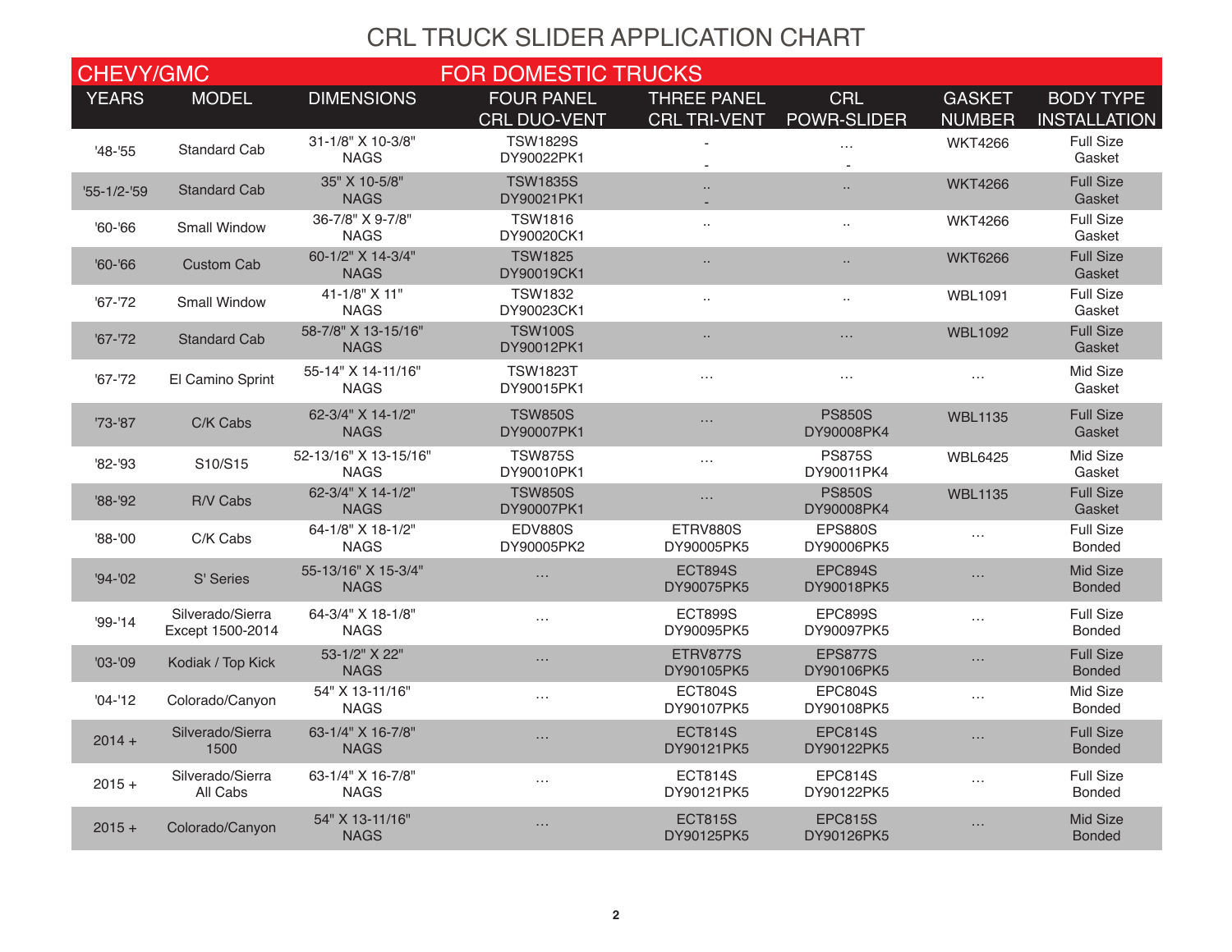# CRL TRUCK SLIDER APPLICATION CHART

## CHEVY/GMC — FOR DOMESTIC TRUCKS

| YEARS | MODEL | DIMENSIONS | FOUR PANEL CRL DUO-VENT | THREE PANEL CRL TRI-VENT | CRL POWR-SLIDER | GASKET NUMBER | BODY TYPE INSTALLATION |
|---|---|---|---|---|---|---|---|
| '48-'55 | Standard Cab | 31-1/8" X 10-3/8" NAGS | TSW1829S DY90022PK1 | - - | ... - | WKT4266 | Full Size Gasket |
| '55-1/2-'59 | Standard Cab | 35" X 10-5/8" NAGS | TSW1835S DY90021PK1 | .. - | .. | WKT4266 | Full Size Gasket |
| '60-'66 | Small Window | 36-7/8" X 9-7/8" NAGS | TSW1816 DY90020CK1 | .. | .. | WKT4266 | Full Size Gasket |
| '60-'66 | Custom Cab | 60-1/2" X 14-3/4" NAGS | TSW1825 DY90019CK1 | .. | .. | WKT6266 | Full Size Gasket |
| '67-'72 | Small Window | 41-1/8" X 11" NAGS | TSW1832 DY90023CK1 | .. | .. | WBL1091 | Full Size Gasket |
| '67-'72 | Standard Cab | 58-7/8" X 13-15/16" NAGS | TSW100S DY90012PK1 | .. | ... | WBL1092 | Full Size Gasket |
| '67-'72 | El Camino Sprint | 55-14" X 14-11/16" NAGS | TSW1823T DY90015PK1 | ... | ... | ... | Mid Size Gasket |
| '73-'87 | C/K Cabs | 62-3/4" X 14-1/2" NAGS | TSW850S DY90007PK1 | ... | PS850S DY90008PK4 | WBL1135 | Full Size Gasket |
| '82-'93 | S10/S15 | 52-13/16" X 13-15/16" NAGS | TSW875S DY90010PK1 | ... | PS875S DY90011PK4 | WBL6425 | Mid Size Gasket |
| '88-'92 | R/V Cabs | 62-3/4" X 14-1/2" NAGS | TSW850S DY90007PK1 | ... | PS850S DY90008PK4 | WBL1135 | Full Size Gasket |
| '88-'00 | C/K Cabs | 64-1/8" X 18-1/2" NAGS | EDV880S DY90005PK2 | ETRV880S DY90005PK5 | EPS880S DY90006PK5 | ... | Full Size Bonded |
| '94-'02 | S' Series | 55-13/16" X 15-3/4" NAGS | ... | ECT894S DY90075PK5 | EPC894S DY90018PK5 | ... | Mid Size Bonded |
| '99-'14 | Silverado/Sierra Except 1500-2014 | 64-3/4" X 18-1/8" NAGS | ... | ECT899S DY90095PK5 | EPC899S DY90097PK5 | ... | Full Size Bonded |
| '03-'09 | Kodiak / Top Kick | 53-1/2" X 22" NAGS | ... | ETRV877S DY90105PK5 | EPS877S DY90106PK5 | ... | Full Size Bonded |
| '04-'12 | Colorado/Canyon | 54" X 13-11/16" NAGS | ... | ECT804S DY90107PK5 | EPC804S DY90108PK5 | ... | Mid Size Bonded |
| 2014 + | Silverado/Sierra 1500 | 63-1/4" X 16-7/8" NAGS | ... | ECT814S DY90121PK5 | EPC814S DY90122PK5 | ... | Full Size Bonded |
| 2015 + | Silverado/Sierra All Cabs | 63-1/4" X 16-7/8" NAGS | ... | ECT814S DY90121PK5 | EPC814S DY90122PK5 | ... | Full Size Bonded |
| 2015 + | Colorado/Canyon | 54" X 13-11/16" NAGS | ... | ECT815S DY90125PK5 | EPC815S DY90126PK5 | ... | Mid Size Bonded |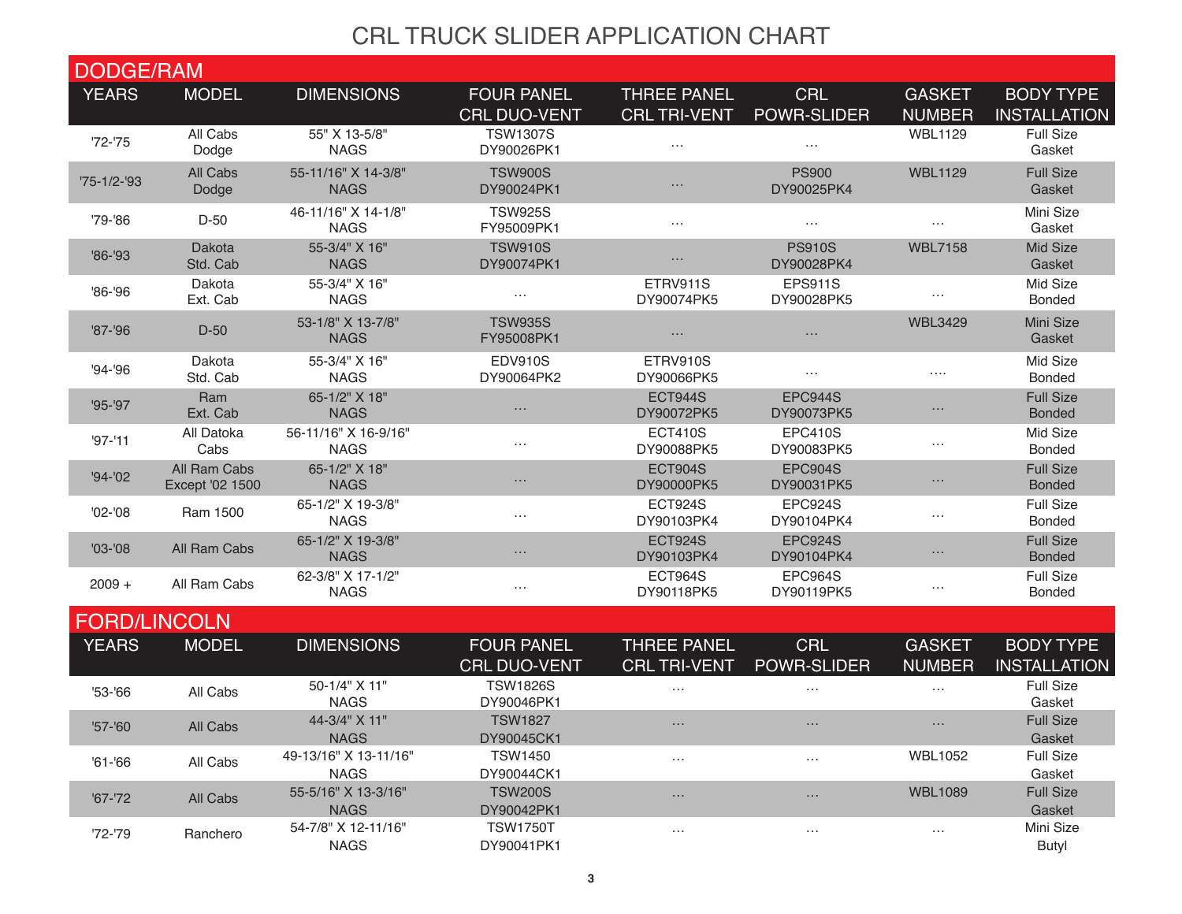# CRL TRUCK SLIDER APPLICATION CHART

## DODGE/RAM

| YEARS | MODEL | DIMENSIONS | FOUR PANEL CRL DUO-VENT | THREE PANEL CRL TRI-VENT | CRL POWR-SLIDER | GASKET NUMBER | BODY TYPE INSTALLATION |
|---|---|---|---|---|---|---|---|
| '72-'75 | All Cabs Dodge | 55" X 13-5/8" NAGS | TSW1307S DY90026PK1 | ... | ... | WBL1129 | Full Size Gasket |
| '75-1/2-'93 | All Cabs Dodge | 55-11/16" X 14-3/8" NAGS | TSW900S DY90024PK1 | ... | PS900 DY90025PK4 | WBL1129 | Full Size Gasket |
| '79-'86 | D-50 | 46-11/16" X 14-1/8" NAGS | TSW925S FY95009PK1 | ... | ... | ... | Mini Size Gasket |
| '86-'93 | Dakota Std. Cab | 55-3/4" X 16" NAGS | TSW910S DY90074PK1 | ... | PS910S DY90028PK4 | WBL7158 | Mid Size Gasket |
| '86-'96 | Dakota Ext. Cab | 55-3/4" X 16" NAGS | ... | ETRV911S DY90074PK5 | EPS911S DY90028PK5 | ... | Mid Size Bonded |
| '87-'96 | D-50 | 53-1/8" X 13-7/8" NAGS | TSW935S FY95008PK1 | ... | ... | WBL3429 | Mini Size Gasket |
| '94-'96 | Dakota Std. Cab | 55-3/4" X 16" NAGS | EDV910S DY90064PK2 | ETRV910S DY90066PK5 | ... | .... | Mid Size Bonded |
| '95-'97 | Ram Ext. Cab | 65-1/2" X 18" NAGS | ... | ECT944S DY90072PK5 | EPC944S DY90073PK5 | ... | Full Size Bonded |
| '97-'11 | All Datoka Cabs | 56-11/16" X 16-9/16" NAGS | ... | ECT410S DY90088PK5 | EPC410S DY90083PK5 | ... | Mid Size Bonded |
| '94-'02 | All Ram Cabs Except '02 1500 | 65-1/2" X 18" NAGS | ... | ECT904S DY90000PK5 | EPC904S DY90031PK5 | ... | Full Size Bonded |
| '02-'08 | Ram 1500 | 65-1/2" X 19-3/8" NAGS | ... | ECT924S DY90103PK4 | EPC924S DY90104PK4 | ... | Full Size Bonded |
| '03-'08 | All Ram Cabs | 65-1/2" X 19-3/8" NAGS | ... | ECT924S DY90103PK4 | EPC924S DY90104PK4 | ... | Full Size Bonded |
| 2009 + | All Ram Cabs | 62-3/8" X 17-1/2" NAGS | ... | ECT964S DY90118PK5 | EPC964S DY90119PK5 | ... | Full Size Bonded |

## FORD/LINCOLN

| YEARS | MODEL | DIMENSIONS | FOUR PANEL CRL DUO-VENT | THREE PANEL CRL TRI-VENT | CRL POWR-SLIDER | GASKET NUMBER | BODY TYPE INSTALLATION |
|---|---|---|---|---|---|---|---|
| '53-'66 | All Cabs | 50-1/4" X 11" NAGS | TSW1826S DY90046PK1 | ... | ... | ... | Full Size Gasket |
| '57-'60 | All Cabs | 44-3/4" X 11" NAGS | TSW1827 DY90045CK1 | ... | ... | ... | Full Size Gasket |
| '61-'66 | All Cabs | 49-13/16" X 13-11/16" NAGS | TSW1450 DY90044CK1 | ... | ... | WBL1052 | Full Size Gasket |
| '67-'72 | All Cabs | 55-5/16" X 13-3/16" NAGS | TSW200S DY90042PK1 | ... | ... | WBL1089 | Full Size Gasket |
| '72-'79 | Ranchero | 54-7/8" X 12-11/16" NAGS | TSW1750T DY90041PK1 | ... | ... | ... | Mini Size Butyl |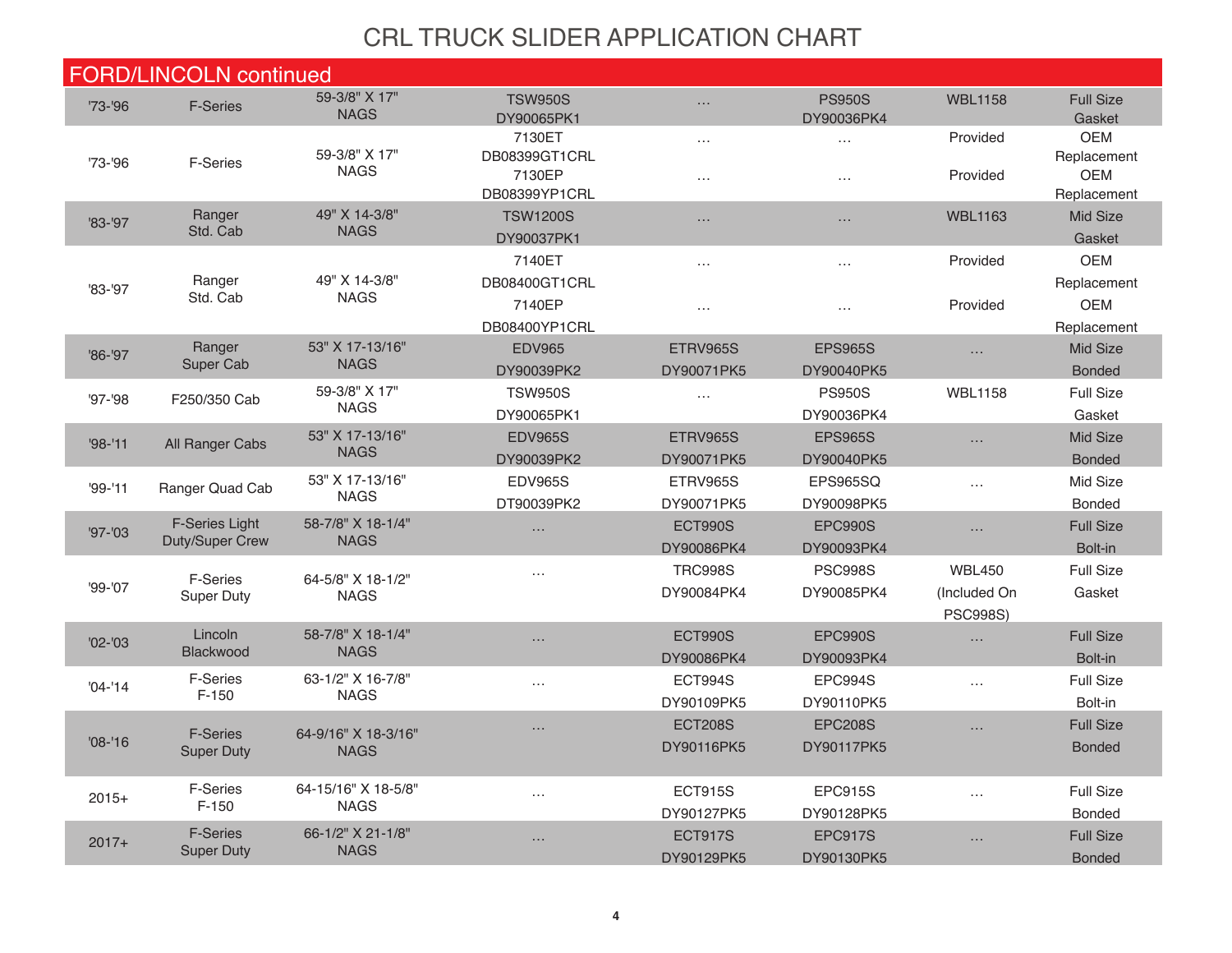# CRL TRUCK SLIDER APPLICATION CHART

## FORD/LINCOLN continued

| | | | | | | | |
|---|---|---|---|---|---|---|---|
| '73-'96 | F-Series | 59-3/8" X 17" NAGS | TSW950S DY90065PK1 | ... | PS950S DY90036PK4 | WBL1158 | Full Size Gasket |
| '73-'96 | F-Series | 59-3/8" X 17" NAGS | 7130ET DB08399GT1CRL | ... | ... | Provided | OEM Replacement |
| | | | 7130EP DB08399YP1CRL | ... | ... | Provided | OEM Replacement |
| '83-'97 | Ranger Std. Cab | 49" X 14-3/8" NAGS | TSW1200S DY90037PK1 | ... | ... | WBL1163 | Mid Size Gasket |
| '83-'97 | Ranger Std. Cab | 49" X 14-3/8" NAGS | 7140ET DB08400GT1CRL | ... | ... | Provided | OEM Replacement |
| | | | 7140EP DB08400YP1CRL | ... | ... | Provided | OEM Replacement |
| '86-'97 | Ranger Super Cab | 53" X 17-13/16" NAGS | EDV965 DY90039PK2 | ETRV965S DY90071PK5 | EPS965S DY90040PK5 | ... | Mid Size Bonded |
| '97-'98 | F250/350 Cab | 59-3/8" X 17" NAGS | TSW950S DY90065PK1 | ... | PS950S DY90036PK4 | WBL1158 | Full Size Gasket |
| '98-'11 | All Ranger Cabs | 53" X 17-13/16" NAGS | EDV965S DY90039PK2 | ETRV965S DY90071PK5 | EPS965S DY90040PK5 | ... | Mid Size Bonded |
| '99-'11 | Ranger Quad Cab | 53" X 17-13/16" NAGS | EDV965S DT90039PK2 | ETRV965S DY90071PK5 | EPS965SQ DY90098PK5 | ... | Mid Size Bonded |
| '97-'03 | F-Series Light Duty/Super Crew | 58-7/8" X 18-1/4" NAGS | ... | ECT990S DY90086PK4 | EPC990S DY90093PK4 | ... | Full Size Bolt-in |
| '99-'07 | F-Series Super Duty | 64-5/8" X 18-1/2" NAGS | ... | TRC998S DY90084PK4 | PSC998S DY90085PK4 | WBL450 (Included On PSC998S) | Full Size Gasket |
| '02-'03 | Lincoln Blackwood | 58-7/8" X 18-1/4" NAGS | ... | ECT990S DY90086PK4 | EPC990S DY90093PK4 | ... | Full Size Bolt-in |
| '04-'14 | F-Series F-150 | 63-1/2" X 16-7/8" NAGS | ... | ECT994S DY90109PK5 | EPC994S DY90110PK5 | ... | Full Size Bolt-in |
| '08-'16 | F-Series Super Duty | 64-9/16" X 18-3/16" NAGS | ... | ECT208S DY90116PK5 | EPC208S DY90117PK5 | ... | Full Size Bonded |
| 2015+ | F-Series F-150 | 64-15/16" X 18-5/8" NAGS | ... | ECT915S DY90127PK5 | EPC915S DY90128PK5 | ... | Full Size Bonded |
| 2017+ | F-Series Super Duty | 66-1/2" X 21-1/8" NAGS | ... | ECT917S DY90129PK5 | EPC917S DY90130PK5 | ... | Full Size Bonded |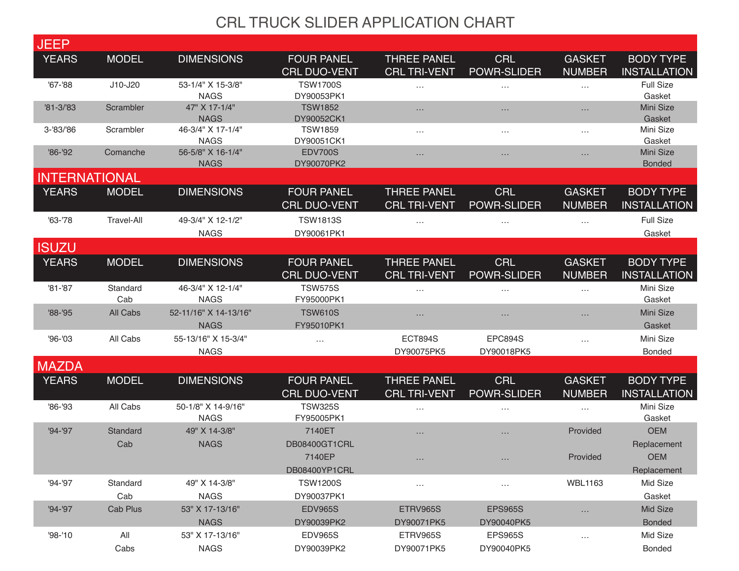# CRL TRUCK SLIDER APPLICATION CHART

## JEEP

| YEARS | MODEL | DIMENSIONS | FOUR PANEL CRL DUO-VENT | THREE PANEL CRL TRI-VENT | CRL POWR-SLIDER | GASKET NUMBER | BODY TYPE INSTALLATION |
|---|---|---|---|---|---|---|---|
| '67-'88 | J10-J20 | 53-1/4" X 15-3/8" NAGS | TSW1700S DY90053PK1 | … | … | … | Full Size Gasket |
| '81-3/'83 | Scrambler | 47" X 17-1/4" NAGS | TSW1852 DY90052CK1 | … | … | … | Mini Size Gasket |
| 3-'83/'86 | Scrambler | 46-3/4" X 17-1/4" NAGS | TSW1859 DY90051CK1 | … | … | … | Mini Size Gasket |
| '86-'92 | Comanche | 56-5/8" X 16-1/4" NAGS | EDV700S DY90070PK2 | … | … | … | Mini Size Bonded |

## INTERNATIONAL

| YEARS | MODEL | DIMENSIONS | FOUR PANEL CRL DUO-VENT | THREE PANEL CRL TRI-VENT | CRL POWR-SLIDER | GASKET NUMBER | BODY TYPE INSTALLATION |
|---|---|---|---|---|---|---|---|
| '63-'78 | Travel-All | 49-3/4" X 12-1/2" NAGS | TSW1813S DY90061PK1 | … | … | … | Full Size Gasket |

## ISUZU

| YEARS | MODEL | DIMENSIONS | FOUR PANEL CRL DUO-VENT | THREE PANEL CRL TRI-VENT | CRL POWR-SLIDER | GASKET NUMBER | BODY TYPE INSTALLATION |
|---|---|---|---|---|---|---|---|
| '81-'87 | Standard Cab | 46-3/4" X 12-1/4" NAGS | TSW575S FY95000PK1 | … | … | … | Mini Size Gasket |
| '88-'95 | All Cabs | 52-11/16" X 14-13/16" NAGS | TSW610S FY95010PK1 | … | … | … | Mini Size Gasket |
| '96-'03 | All Cabs | 55-13/16" X 15-3/4" NAGS | … | ECT894S DY90075PK5 | EPC894S DY90018PK5 | … | Mini Size Bonded |

## MAZDA

| YEARS | MODEL | DIMENSIONS | FOUR PANEL CRL DUO-VENT | THREE PANEL CRL TRI-VENT | CRL POWR-SLIDER | GASKET NUMBER | BODY TYPE INSTALLATION |
|---|---|---|---|---|---|---|---|
| '86-'93 | All Cabs | 50-1/8" X 14-9/16" NAGS | TSW325S FY95005PK1 | … | … | … | Mini Size Gasket |
| '94-'97 | Standard Cab | 49" X 14-3/8" NAGS | 7140ET DB08400GT1CRL | … | … | Provided | OEM Replacement |
| | | | 7140EP DB08400YP1CRL | … | … | Provided | OEM Replacement |
| '94-'97 | Standard Cab | 49" X 14-3/8" NAGS | TSW1200S DY90037PK1 | … | … | WBL1163 | Mid Size Gasket |
| '94-'97 | Cab Plus | 53" X 17-13/16" NAGS | EDV965S DY90039PK2 | ETRV965S DY90071PK5 | EPS965S DY90040PK5 | … | Mid Size Bonded |
| '98-'10 | All Cabs | 53" X 17-13/16" NAGS | EDV965S DY90039PK2 | ETRV965S DY90071PK5 | EPS965S DY90040PK5 | … | Mid Size Bonded |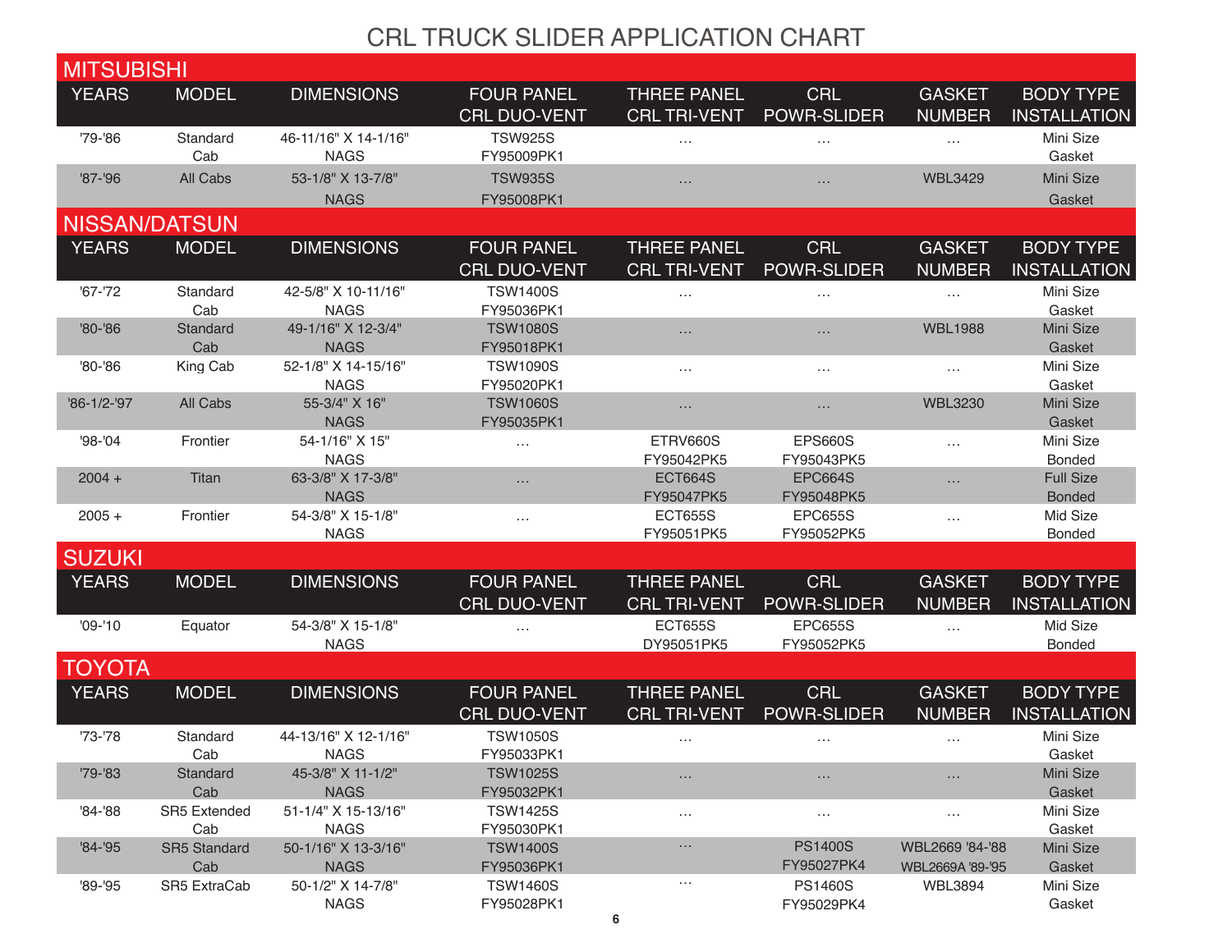# CRL TRUCK SLIDER APPLICATION CHART

## MITSUBISHI

| YEARS | MODEL | DIMENSIONS | FOUR PANEL CRL DUO-VENT | THREE PANEL CRL TRI-VENT | CRL POWR-SLIDER | GASKET NUMBER | BODY TYPE INSTALLATION |
|---|---|---|---|---|---|---|---|
| '79-'86 | Standard Cab | 46-11/16" X 14-1/16" NAGS | TSW925S FY95009PK1 | ... | ... | ... | Mini Size Gasket |
| '87-'96 | All Cabs | 53-1/8" X 13-7/8" NAGS | TSW935S FY95008PK1 | ... | ... | WBL3429 | Mini Size Gasket |

## NISSAN/DATSUN

| YEARS | MODEL | DIMENSIONS | FOUR PANEL CRL DUO-VENT | THREE PANEL CRL TRI-VENT | CRL POWR-SLIDER | GASKET NUMBER | BODY TYPE INSTALLATION |
|---|---|---|---|---|---|---|---|
| '67-'72 | Standard Cab | 42-5/8" X 10-11/16" NAGS | TSW1400S FY95036PK1 | ... | ... | ... | Mini Size Gasket |
| '80-'86 | Standard Cab | 49-1/16" X 12-3/4" NAGS | TSW1080S FY95018PK1 | ... | ... | WBL1988 | Mini Size Gasket |
| '80-'86 | King Cab | 52-1/8" X 14-15/16" NAGS | TSW1090S FY95020PK1 | ... | ... | ... | Mini Size Gasket |
| '86-1/2-'97 | All Cabs | 55-3/4" X 16" NAGS | TSW1060S FY95035PK1 | ... | ... | WBL3230 | Mini Size Gasket |
| '98-'04 | Frontier | 54-1/16" X 15" NAGS | ... | ETRV660S FY95042PK5 | EPS660S FY95043PK5 | ... | Mini Size Bonded |
| 2004 + | Titan | 63-3/8" X 17-3/8" NAGS | ... | ECT664S FY95047PK5 | EPC664S FY95048PK5 | ... | Full Size Bonded |
| 2005 + | Frontier | 54-3/8" X 15-1/8" NAGS | ... | ECT655S FY95051PK5 | EPC655S FY95052PK5 | ... | Mid Size Bonded |

## SUZUKI

| YEARS | MODEL | DIMENSIONS | FOUR PANEL CRL DUO-VENT | THREE PANEL CRL TRI-VENT | CRL POWR-SLIDER | GASKET NUMBER | BODY TYPE INSTALLATION |
|---|---|---|---|---|---|---|---|
| '09-'10 | Equator | 54-3/8" X 15-1/8" NAGS | ... | ECT655S DY95051PK5 | EPC655S FY95052PK5 | ... | Mid Size Bonded |

## TOYOTA

| YEARS | MODEL | DIMENSIONS | FOUR PANEL CRL DUO-VENT | THREE PANEL CRL TRI-VENT | CRL POWR-SLIDER | GASKET NUMBER | BODY TYPE INSTALLATION |
|---|---|---|---|---|---|---|---|
| '73-'78 | Standard Cab | 44-13/16" X 12-1/16" NAGS | TSW1050S FY95033PK1 | ... | ... | ... | Mini Size Gasket |
| '79-'83 | Standard Cab | 45-3/8" X 11-1/2" NAGS | TSW1025S FY95032PK1 | ... | ... | ... | Mini Size Gasket |
| '84-'88 | SR5 Extended Cab | 51-1/4" X 15-13/16" NAGS | TSW1425S FY95030PK1 | ... | ... | ... | Mini Size Gasket |
| '84-'95 | SR5 Standard Cab | 50-1/16" X 13-3/16" NAGS | TSW1400S FY95036PK1 | ... | PS1400S FY95027PK4 | WBL2669 '84-'88 WBL2669A '89-'95 | Mini Size Gasket |
| '89-'95 | SR5 ExtraCab | 50-1/2" X 14-7/8" NAGS | TSW1460S FY95028PK1 | ... | PS1460S FY95029PK4 | WBL3894 | Mini Size Gasket |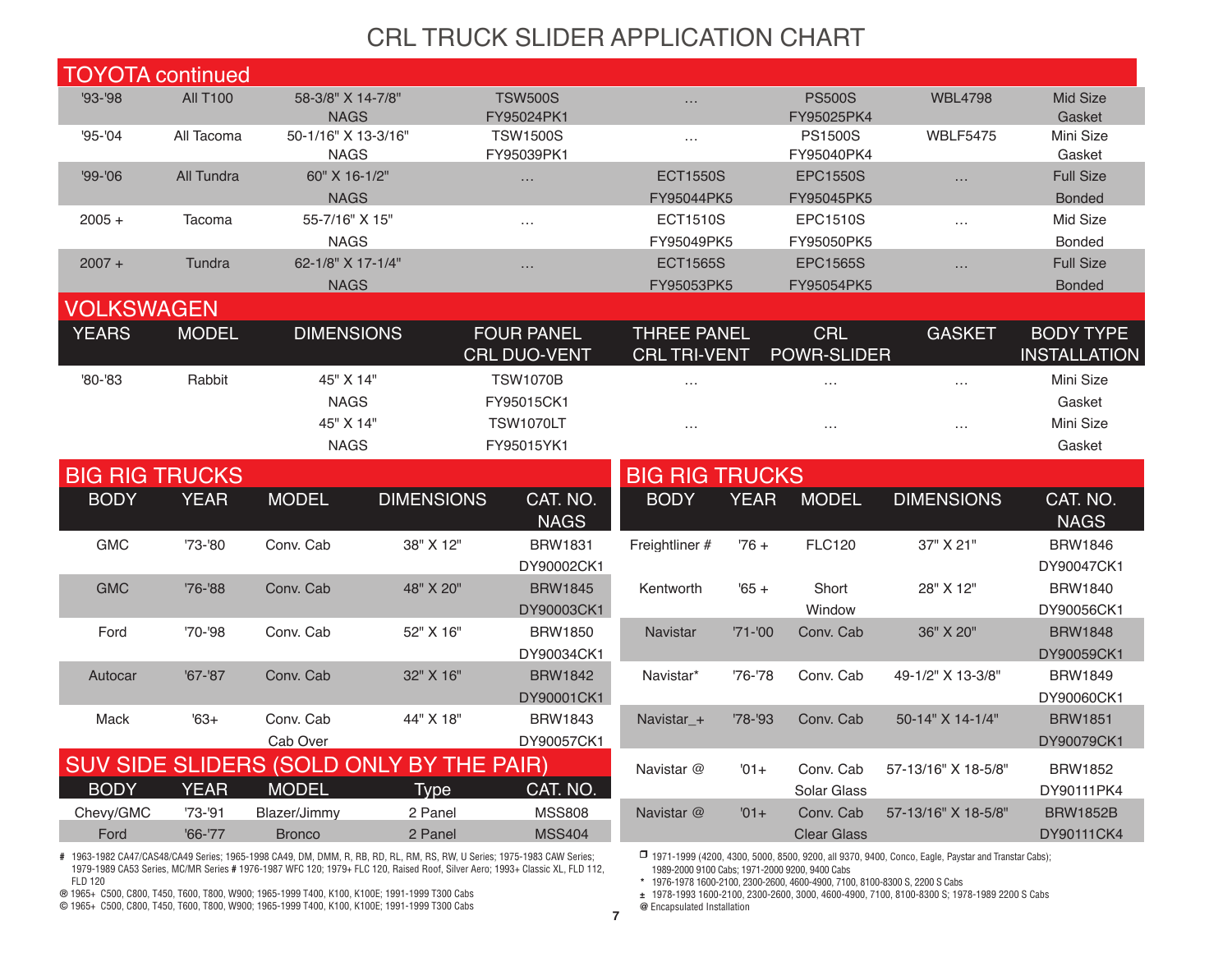# CRL TRUCK SLIDER APPLICATION CHART

## TOYOTA continued

| YEARS | MODEL | DIMENSIONS | FOUR PANEL CRL DUO-VENT | THREE PANEL CRL TRI-VENT | CRL POWR-SLIDER | GASKET | BODY TYPE INSTALLATION |
|---|---|---|---|---|---|---|---|
| '93-'98 | All T100 | 58-3/8" X 14-7/8" NAGS | TSW500S FY95024PK1 | … | PS500S FY95025PK4 | WBL4798 | Mid Size Gasket |
| '95-'04 | All Tacoma | 50-1/16" X 13-3/16" NAGS | TSW1500S FY95039PK1 | … | PS1500S FY95040PK4 | WBLF5475 | Mini Size Gasket |
| '99-'06 | All Tundra | 60" X 16-1/2" NAGS | … | ECT1550S FY95044PK5 | EPC1550S FY95045PK5 | … | Full Size Bonded |
| 2005 + | Tacoma | 55-7/16" X 15" NAGS | … | ECT1510S FY95049PK5 | EPC1510S FY95050PK5 | … | Mid Size Bonded |
| 2007 + | Tundra | 62-1/8" X 17-1/4" NAGS | … | ECT1565S FY95053PK5 | EPC1565S FY95054PK5 | … | Full Size Bonded |

## VOLKSWAGEN

| YEARS | MODEL | DIMENSIONS | FOUR PANEL CRL DUO-VENT | THREE PANEL CRL TRI-VENT | CRL POWR-SLIDER | GASKET | BODY TYPE INSTALLATION |
|---|---|---|---|---|---|---|---|
| '80-'83 | Rabbit | 45" X 14" NAGS | TSW1070B FY95015CK1 | … | … | … | Mini Size Gasket |
| | | 45" X 14" NAGS | TSW1070LT FY95015YK1 | … | … | … | Mini Size Gasket |

## BIG RIG TRUCKS

| BODY | YEAR | MODEL | DIMENSIONS | CAT. NO. NAGS |
|---|---|---|---|---|
| GMC | '73-'80 | Conv. Cab | 38" X 12" | BRW1831 DY90002CK1 |
| GMC | '76-'88 | Conv. Cab | 48" X 20" | BRW1845 DY90003CK1 |
| Ford | '70-'98 | Conv. Cab | 52" X 16" | BRW1850 DY90034CK1 |
| Autocar | '67-'87 | Conv. Cab | 32" X 16" | BRW1842 DY90001CK1 |
| Mack | '63+ | Conv. Cab Cab Over | 44" X 18" | BRW1843 DY90057CK1 |
| Freightliner # | '76 + | FLC120 | 37" X 21" | BRW1846 DY90047CK1 |
| Kentworth | '65 + | Short Window | 28" X 12" | BRW1840 DY90056CK1 |
| Navistar | '71-'00 | Conv. Cab | 36" X 20" | BRW1848 DY90059CK1 |
| Navistar* | '76-'78 | Conv. Cab | 49-1/2" X 13-3/8" | BRW1849 DY90060CK1 |
| Navistar_+ | '78-'93 | Conv. Cab | 50-14" X 14-1/4" | BRW1851 DY90079CK1 |
| Navistar @ | '01+ | Conv. Cab Solar Glass | 57-13/16" X 18-5/8" | BRW1852 DY90111PK4 |
| Navistar @ | '01+ | Conv. Cab Clear Glass | 57-13/16" X 18-5/8" | BRW1852B DY90111CK4 |

## SUV SIDE SLIDERS (SOLD ONLY BY THE PAIR)

| BODY | YEAR | MODEL | Type | CAT. NO. |
|---|---|---|---|---|
| Chevy/GMC | '73-'91 | Blazer/Jimmy | 2 Panel | MSS808 |
| Ford | '66-'77 | Bronco | 2 Panel | MSS404 |

# 1963-1982 CA47/CAS48/CA49 Series; 1965-1998 CA49, DM, DMM, R, RB, RD, RL, RM, RS, RW, U Series; 1975-1983 CAW Series; 1979-1989 CA53 Series, MC/MR Series # 1976-1987 WFC 120; 1979+ FLC 120, Raised Roof, Silver Aero; 1993+ Classic XL, FLD 112, FLD 120

® 1965+ C500, C800, T450, T600, T800, W900; 1965-1999 T400, K100, K100E; 1991-1999 T300 Cabs

© 1965+ C500, C800, T450, T600, T800, W900; 1965-1999 T400, K100, K100E; 1991-1999 T300 Cabs

❒ 1971-1999 (4200, 4300, 5000, 8500, 9200, all 9370, 9400, Conco, Eagle, Paystar and Transtar Cabs); 1989-2000 9100 Cabs; 1971-2000 9200, 9400 Cabs

* 1976-1978 1600-2100, 2300-2600, 4600-4900, 7100, 8100-8300 S, 2200 S Cabs

± 1978-1993 1600-2100, 2300-2600, 3000, 4600-4900, 7100, 8100-8300 S; 1978-1989 2200 S Cabs

@ Encapsulated Installation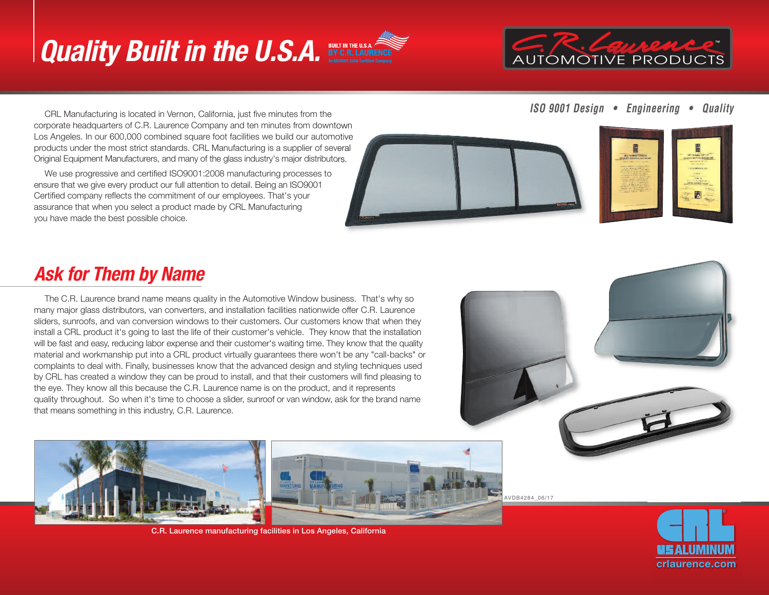# Quality Built in the U.S.A.

BUILT IN THE U.S.A. BY C.R. LAURENCE
An ISO9001:2008 Certified Company

C.R. Laurence AUTOMOTIVE PRODUCTS

*ISO 9001 Design • Engineering • Quality*

CRL Manufacturing is located in Vernon, California, just five minutes from the corporate headquarters of C.R. Laurence Company and ten minutes from downtown Los Angeles. In our 600,000 combined square foot facilities we build our automotive products under the most strict standards. CRL Manufacturing is a supplier of several Original Equipment Manufacturers, and many of the glass industry's major distributors.

We use progressive and certified ISO9001:2008 manufacturing processes to ensure that we give every product our full attention to detail. Being an ISO9001 Certified company reflects the commitment of our employees. That's your assurance that when you select a product made by CRL Manufacturing you have made the best possible choice.

## Ask for Them by Name

The C.R. Laurence brand name means quality in the Automotive Window business. That's why so many major glass distributors, van converters, and installation facilities nationwide offer C.R. Laurence sliders, sunroofs, and van conversion windows to their customers. Our customers know that when they install a CRL product it's going to last the life of their customer's vehicle. They know that the installation will be fast and easy, reducing labor expense and their customer's waiting time. They know that the quality material and workmanship put into a CRL product virtually guarantees there won't be any "call-backs" or complaints to deal with. Finally, businesses know that the advanced design and styling techniques used by CRL has created a window they can be proud to install, and that their customers will find pleasing to the eye. They know all this because the C.R. Laurence name is on the product, and it represents quality throughout. So when it's time to choose a slider, sunroof or van window, ask for the brand name that means something in this industry, C.R. Laurence.

C.R. Laurence manufacturing facilities in Los Angeles, California

AVDB4284_06/17

CRL US ALUMINUM
crlaurence.com